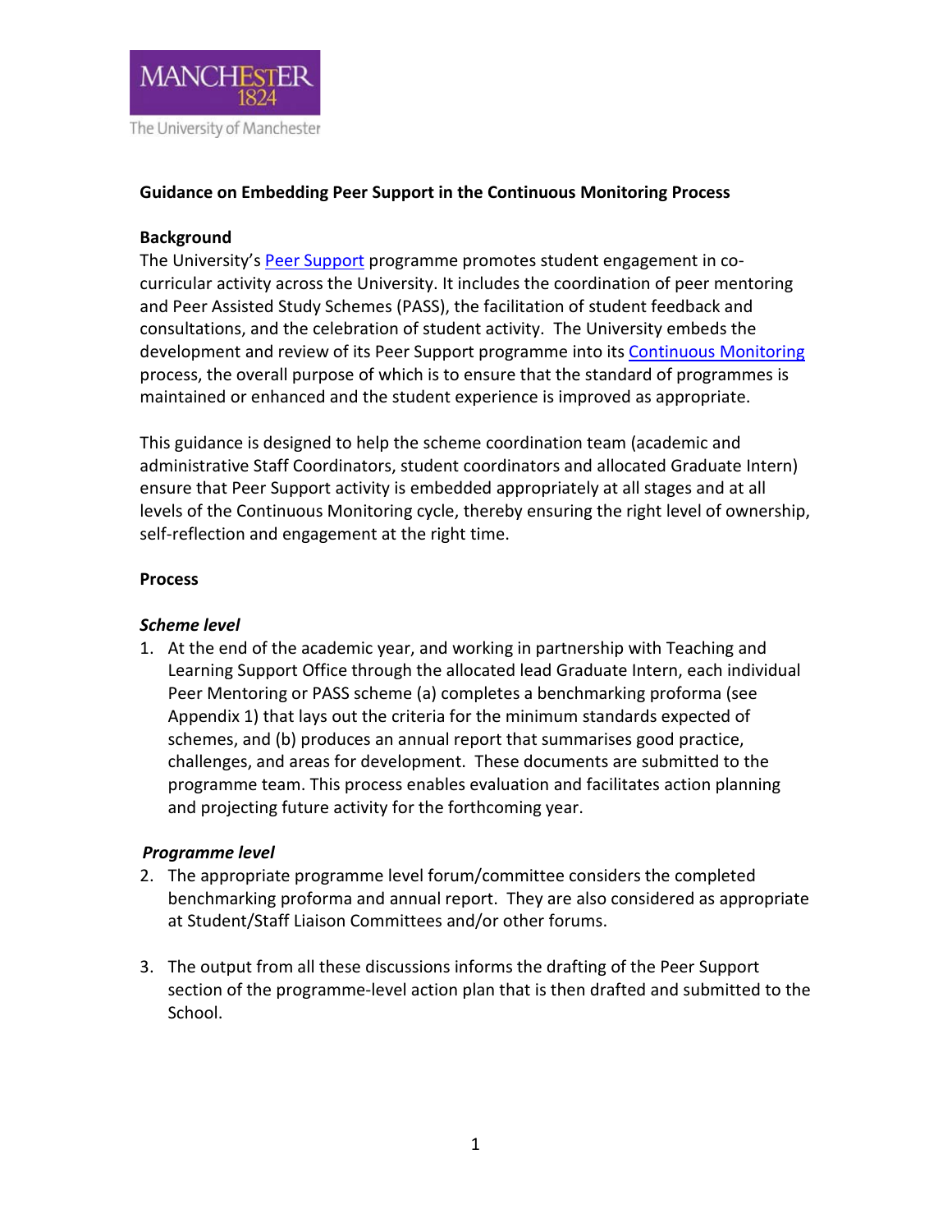# Guidance on Embedding Peer Support in the Continuous Monitoring Process

## Background

The University's [Peer Support] programme promotes student engagement in co-curricular activity across the University. It includes the coordination of peer mentoring and Peer Assisted Study Schemes (PASS), the facilitation of student feedback and consultations, and the celebration of student activity. The University embeds the development and review of its Peer Support programme into its [Continuous Monitoring] process, the overall purpose of which is to ensure that the standard of programmes is maintained or enhanced and the student experience is improved as appropriate.

This guidance is designed to help the scheme coordination team (academic and administrative Staff Coordinators, student coordinators and allocated Graduate Intern) ensure that Peer Support activity is embedded appropriately at all stages and at all levels of the Continuous Monitoring cycle, thereby ensuring the right level of ownership, self-reflection and engagement at the right time.

## Process

### *Scheme level*

1. At the end of the academic year, and working in partnership with Teaching and Learning Support Office through the allocated lead Graduate Intern, each individual Peer Mentoring or PASS scheme (a) completes a benchmarking proforma (see Appendix 1) that lays out the criteria for the minimum standards expected of schemes, and (b) produces an annual report that summarises good practice, challenges, and areas for development. These documents are submitted to the programme team. This process enables evaluation and facilitates action planning and projecting future activity for the forthcoming year.

### *Programme level*

2. The appropriate programme level forum/committee considers the completed benchmarking proforma and annual report. They are also considered as appropriate at Student/Staff Liaison Committees and/or other forums.

3. The output from all these discussions informs the drafting of the Peer Support section of the programme-level action plan that is then drafted and submitted to the School.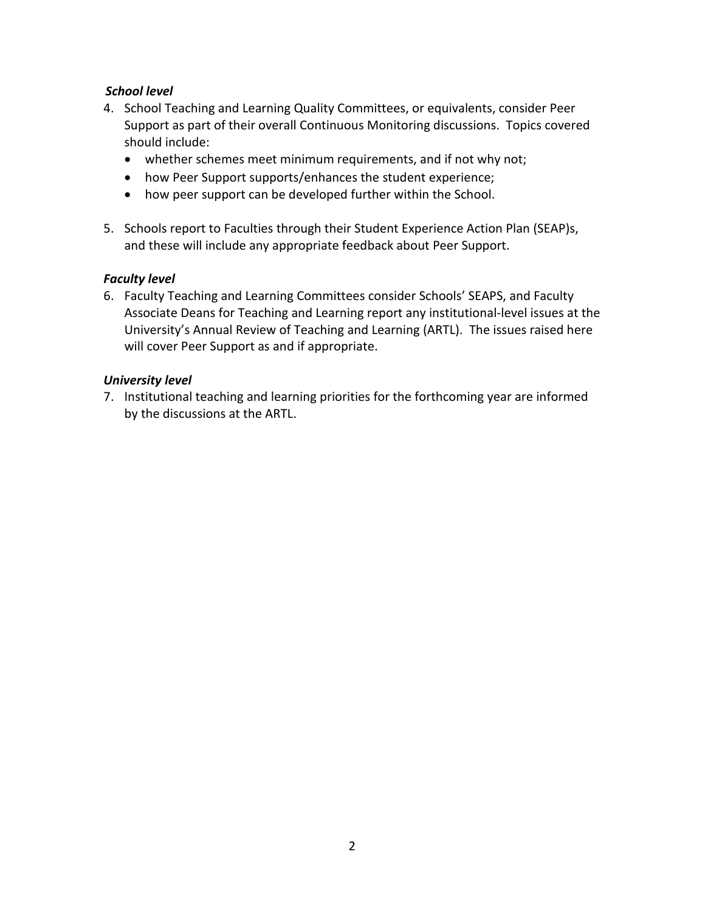### *School level*

4. School Teaching and Learning Quality Committees, or equivalents, consider Peer Support as part of their overall Continuous Monitoring discussions. Topics covered should include:
   - whether schemes meet minimum requirements, and if not why not;
   - how Peer Support supports/enhances the student experience;
   - how peer support can be developed further within the School.

5. Schools report to Faculties through their Student Experience Action Plan (SEAP)s, and these will include any appropriate feedback about Peer Support.

### *Faculty level*

6. Faculty Teaching and Learning Committees consider Schools' SEAPS, and Faculty Associate Deans for Teaching and Learning report any institutional-level issues at the University's Annual Review of Teaching and Learning (ARTL). The issues raised here will cover Peer Support as and if appropriate.

### *University level*

7. Institutional teaching and learning priorities for the forthcoming year are informed by the discussions at the ARTL.